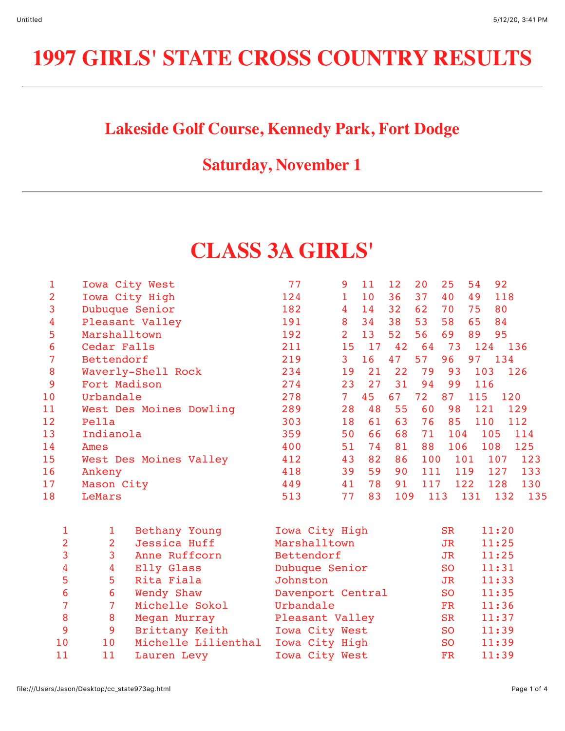# 1997 GIRLS' STATE CROSS COUNTRY RESULTS

---

## Lakeside Golf Course, Kennedy Park, Fort Dodge

## Saturday, November 1

---

# CLASS 3A GIRLS'

| Place | Team | Score | | | | | | | |
|---|---|---|---|---|---|---|---|---|---|
| 1 | Iowa City West | 77 | 9 | 11 | 12 | 20 | 25 | 54 | 92 |
| 2 | Iowa City High | 124 | 1 | 10 | 36 | 37 | 40 | 49 | 118 |
| 3 | Dubuque Senior | 182 | 4 | 14 | 32 | 62 | 70 | 75 | 80 |
| 4 | Pleasant Valley | 191 | 8 | 34 | 38 | 53 | 58 | 65 | 84 |
| 5 | Marshalltown | 192 | 2 | 13 | 52 | 56 | 69 | 89 | 95 |
| 6 | Cedar Falls | 211 | 15 | 17 | 42 | 64 | 73 | 124 | 136 |
| 7 | Bettendorf | 219 | 3 | 16 | 47 | 57 | 96 | 97 | 134 |
| 8 | Waverly-Shell Rock | 234 | 19 | 21 | 22 | 79 | 93 | 103 | 126 |
| 9 | Fort Madison | 274 | 23 | 27 | 31 | 94 | 99 | 116 | |
| 10 | Urbandale | 278 | 7 | 45 | 67 | 72 | 87 | 115 | 120 |
| 11 | West Des Moines Dowling | 289 | 28 | 48 | 55 | 60 | 98 | 121 | 129 |
| 12 | Pella | 303 | 18 | 61 | 63 | 76 | 85 | 110 | 112 |
| 13 | Indianola | 359 | 50 | 66 | 68 | 71 | 104 | 105 | 114 |
| 14 | Ames | 400 | 51 | 74 | 81 | 88 | 106 | 108 | 125 |
| 15 | West Des Moines Valley | 412 | 43 | 82 | 86 | 100 | 101 | 107 | 123 |
| 16 | Ankeny | 418 | 39 | 59 | 90 | 111 | 119 | 127 | 133 |
| 17 | Mason City | 449 | 41 | 78 | 91 | 117 | 122 | 128 | 130 |
| 18 | LeMars | 513 | 77 | 83 | 109 | 113 | 131 | 132 | 135 |

| Place | Team Place | Name | School | Year | Time |
|---|---|---|---|---|---|
| 1 | 1 | Bethany Young | Iowa City High | SR | 11:20 |
| 2 | 2 | Jessica Huff | Marshalltown | JR | 11:25 |
| 3 | 3 | Anne Ruffcorn | Bettendorf | JR | 11:25 |
| 4 | 4 | Elly Glass | Dubuque Senior | SO | 11:31 |
| 5 | 5 | Rita Fiala | Johnston | JR | 11:33 |
| 6 | 6 | Wendy Shaw | Davenport Central | SO | 11:35 |
| 7 | 7 | Michelle Sokol | Urbandale | FR | 11:36 |
| 8 | 8 | Megan Murray | Pleasant Valley | SR | 11:37 |
| 9 | 9 | Brittany Keith | Iowa City West | SO | 11:39 |
| 10 | 10 | Michelle Lilienthal | Iowa City High | SO | 11:39 |
| 11 | 11 | Lauren Levy | Iowa City West | FR | 11:39 |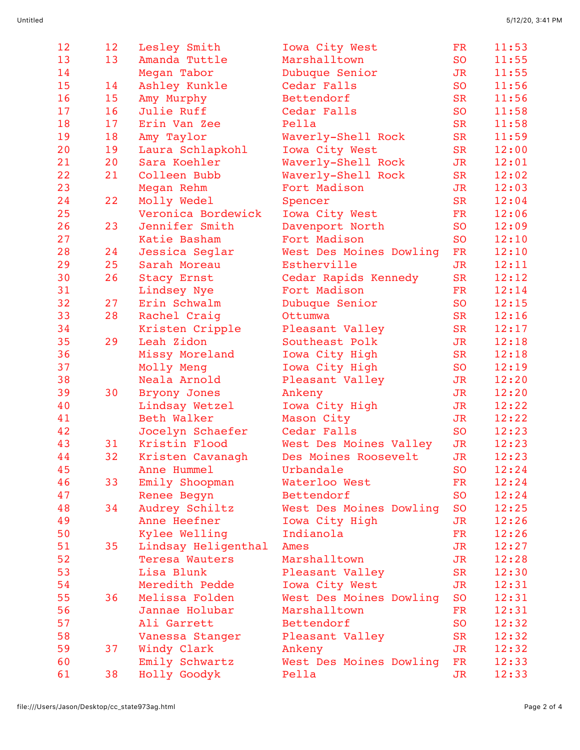| | | | | | |
|---|---|---|---|---|---|
| 12 | 12 | Lesley Smith | Iowa City West | FR | 11:53 |
| 13 | 13 | Amanda Tuttle | Marshalltown | SO | 11:55 |
| 14 | | Megan Tabor | Dubuque Senior | JR | 11:55 |
| 15 | 14 | Ashley Kunkle | Cedar Falls | SO | 11:56 |
| 16 | 15 | Amy Murphy | Bettendorf | SR | 11:56 |
| 17 | 16 | Julie Ruff | Cedar Falls | SO | 11:58 |
| 18 | 17 | Erin Van Zee | Pella | SR | 11:58 |
| 19 | 18 | Amy Taylor | Waverly-Shell Rock | SR | 11:59 |
| 20 | 19 | Laura Schlapkohl | Iowa City West | SR | 12:00 |
| 21 | 20 | Sara Koehler | Waverly-Shell Rock | JR | 12:01 |
| 22 | 21 | Colleen Bubb | Waverly-Shell Rock | SR | 12:02 |
| 23 | | Megan Rehm | Fort Madison | JR | 12:03 |
| 24 | 22 | Molly Wedel | Spencer | SR | 12:04 |
| 25 | | Veronica Bordewick | Iowa City West | FR | 12:06 |
| 26 | 23 | Jennifer Smith | Davenport North | SO | 12:09 |
| 27 | | Katie Basham | Fort Madison | SO | 12:10 |
| 28 | 24 | Jessica Seglar | West Des Moines Dowling | FR | 12:10 |
| 29 | 25 | Sarah Moreau | Estherville | JR | 12:11 |
| 30 | 26 | Stacy Ernst | Cedar Rapids Kennedy | SR | 12:12 |
| 31 | | Lindsey Nye | Fort Madison | FR | 12:14 |
| 32 | 27 | Erin Schwalm | Dubuque Senior | SO | 12:15 |
| 33 | 28 | Rachel Craig | Ottumwa | SR | 12:16 |
| 34 | | Kristen Cripple | Pleasant Valley | SR | 12:17 |
| 35 | 29 | Leah Zidon | Southeast Polk | JR | 12:18 |
| 36 | | Missy Moreland | Iowa City High | SR | 12:18 |
| 37 | | Molly Meng | Iowa City High | SO | 12:19 |
| 38 | | Neala Arnold | Pleasant Valley | JR | 12:20 |
| 39 | 30 | Bryony Jones | Ankeny | JR | 12:20 |
| 40 | | Lindsay Wetzel | Iowa City High | JR | 12:22 |
| 41 | | Beth Walker | Mason City | JR | 12:22 |
| 42 | | Jocelyn Schaefer | Cedar Falls | SO | 12:23 |
| 43 | 31 | Kristin Flood | West Des Moines Valley | JR | 12:23 |
| 44 | 32 | Kristen Cavanagh | Des Moines Roosevelt | JR | 12:23 |
| 45 | | Anne Hummel | Urbandale | SO | 12:24 |
| 46 | 33 | Emily Shoopman | Waterloo West | FR | 12:24 |
| 47 | | Renee Begyn | Bettendorf | SO | 12:24 |
| 48 | 34 | Audrey Schiltz | West Des Moines Dowling | SO | 12:25 |
| 49 | | Anne Heefner | Iowa City High | JR | 12:26 |
| 50 | | Kylee Welling | Indianola | FR | 12:26 |
| 51 | 35 | Lindsay Heligenthal | Ames | JR | 12:27 |
| 52 | | Teresa Wauters | Marshalltown | JR | 12:28 |
| 53 | | Lisa Blunk | Pleasant Valley | SR | 12:30 |
| 54 | | Meredith Pedde | Iowa City West | JR | 12:31 |
| 55 | 36 | Melissa Folden | West Des Moines Dowling | SO | 12:31 |
| 56 | | Jannae Holubar | Marshalltown | FR | 12:31 |
| 57 | | Ali Garrett | Bettendorf | SO | 12:32 |
| 58 | | Vanessa Stanger | Pleasant Valley | SR | 12:32 |
| 59 | 37 | Windy Clark | Ankeny | JR | 12:32 |
| 60 | | Emily Schwartz | West Des Moines Dowling | FR | 12:33 |
| 61 | 38 | Holly Goodyk | Pella | JR | 12:33 |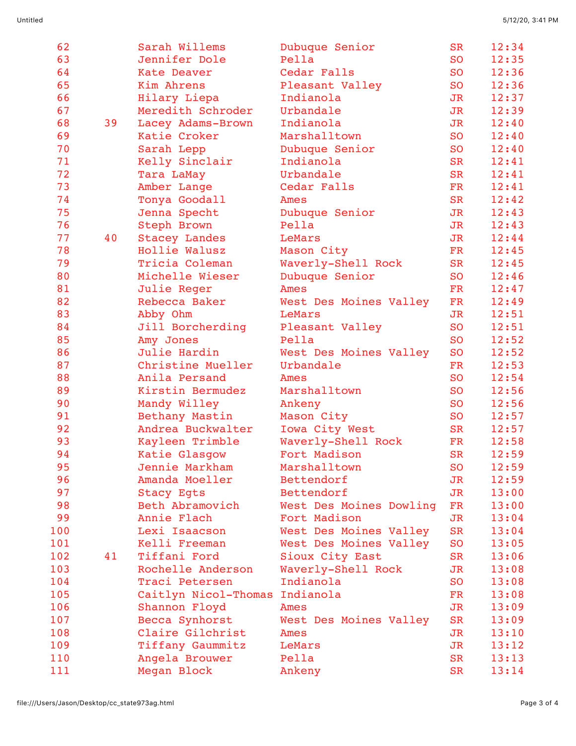| | | | | | |
|---|---|---|---|---|---|
| 62 | | Sarah Willems | Dubuque Senior | SR | 12:34 |
| 63 | | Jennifer Dole | Pella | SO | 12:35 |
| 64 | | Kate Deaver | Cedar Falls | SO | 12:36 |
| 65 | | Kim Ahrens | Pleasant Valley | SO | 12:36 |
| 66 | | Hilary Liepa | Indianola | JR | 12:37 |
| 67 | | Meredith Schroder | Urbandale | JR | 12:39 |
| 68 | 39 | Lacey Adams-Brown | Indianola | JR | 12:40 |
| 69 | | Katie Croker | Marshalltown | SO | 12:40 |
| 70 | | Sarah Lepp | Dubuque Senior | SO | 12:40 |
| 71 | | Kelly Sinclair | Indianola | SR | 12:41 |
| 72 | | Tara LaMay | Urbandale | SR | 12:41 |
| 73 | | Amber Lange | Cedar Falls | FR | 12:41 |
| 74 | | Tonya Goodall | Ames | SR | 12:42 |
| 75 | | Jenna Specht | Dubuque Senior | JR | 12:43 |
| 76 | | Steph Brown | Pella | JR | 12:43 |
| 77 | 40 | Stacey Landes | LeMars | JR | 12:44 |
| 78 | | Hollie Walusz | Mason City | FR | 12:45 |
| 79 | | Tricia Coleman | Waverly-Shell Rock | SR | 12:45 |
| 80 | | Michelle Wieser | Dubuque Senior | SO | 12:46 |
| 81 | | Julie Reger | Ames | FR | 12:47 |
| 82 | | Rebecca Baker | West Des Moines Valley | FR | 12:49 |
| 83 | | Abby Ohm | LeMars | JR | 12:51 |
| 84 | | Jill Borcherding | Pleasant Valley | SO | 12:51 |
| 85 | | Amy Jones | Pella | SO | 12:52 |
| 86 | | Julie Hardin | West Des Moines Valley | SO | 12:52 |
| 87 | | Christine Mueller | Urbandale | FR | 12:53 |
| 88 | | Anila Persand | Ames | SO | 12:54 |
| 89 | | Kirstin Bermudez | Marshalltown | SO | 12:56 |
| 90 | | Mandy Willey | Ankeny | SO | 12:56 |
| 91 | | Bethany Mastin | Mason City | SO | 12:57 |
| 92 | | Andrea Buckwalter | Iowa City West | SR | 12:57 |
| 93 | | Kayleen Trimble | Waverly-Shell Rock | FR | 12:58 |
| 94 | | Katie Glasgow | Fort Madison | SR | 12:59 |
| 95 | | Jennie Markham | Marshalltown | SO | 12:59 |
| 96 | | Amanda Moeller | Bettendorf | JR | 12:59 |
| 97 | | Stacy Egts | Bettendorf | JR | 13:00 |
| 98 | | Beth Abramovich | West Des Moines Dowling | FR | 13:00 |
| 99 | | Annie Flach | Fort Madison | JR | 13:04 |
| 100 | | Lexi Isaacson | West Des Moines Valley | SR | 13:04 |
| 101 | | Kelli Freeman | West Des Moines Valley | SO | 13:05 |
| 102 | 41 | Tiffani Ford | Sioux City East | SR | 13:06 |
| 103 | | Rochelle Anderson | Waverly-Shell Rock | JR | 13:08 |
| 104 | | Traci Petersen | Indianola | SO | 13:08 |
| 105 | | Caitlyn Nicol-Thomas | Indianola | FR | 13:08 |
| 106 | | Shannon Floyd | Ames | JR | 13:09 |
| 107 | | Becca Synhorst | West Des Moines Valley | SR | 13:09 |
| 108 | | Claire Gilchrist | Ames | JR | 13:10 |
| 109 | | Tiffany Gaummitz | LeMars | JR | 13:12 |
| 110 | | Angela Brouwer | Pella | SR | 13:13 |
| 111 | | Megan Block | Ankeny | SR | 13:14 |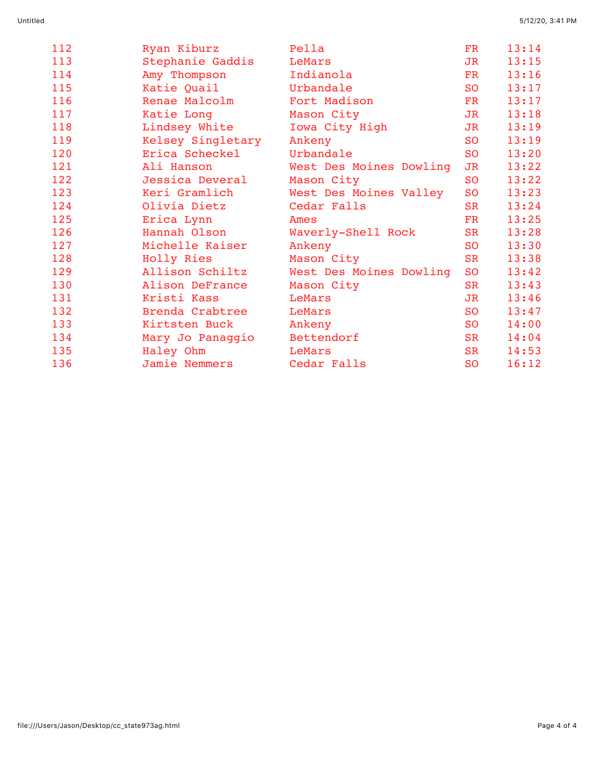| | | | | |
|---|---|---|---|---|
| 112 | Ryan Kiburz | Pella | FR | 13:14 |
| 113 | Stephanie Gaddis | LeMars | JR | 13:15 |
| 114 | Amy Thompson | Indianola | FR | 13:16 |
| 115 | Katie Quail | Urbandale | SO | 13:17 |
| 116 | Renae Malcolm | Fort Madison | FR | 13:17 |
| 117 | Katie Long | Mason City | JR | 13:18 |
| 118 | Lindsey White | Iowa City High | JR | 13:19 |
| 119 | Kelsey Singletary | Ankeny | SO | 13:19 |
| 120 | Erica Scheckel | Urbandale | SO | 13:20 |
| 121 | Ali Hanson | West Des Moines Dowling | JR | 13:22 |
| 122 | Jessica Deveral | Mason City | SO | 13:22 |
| 123 | Keri Gramlich | West Des Moines Valley | SO | 13:23 |
| 124 | Olivia Dietz | Cedar Falls | SR | 13:24 |
| 125 | Erica Lynn | Ames | FR | 13:25 |
| 126 | Hannah Olson | Waverly-Shell Rock | SR | 13:28 |
| 127 | Michelle Kaiser | Ankeny | SO | 13:30 |
| 128 | Holly Ries | Mason City | SR | 13:38 |
| 129 | Allison Schiltz | West Des Moines Dowling | SO | 13:42 |
| 130 | Alison DeFrance | Mason City | SR | 13:43 |
| 131 | Kristi Kass | LeMars | JR | 13:46 |
| 132 | Brenda Crabtree | LeMars | SO | 13:47 |
| 133 | Kirtsten Buck | Ankeny | SO | 14:00 |
| 134 | Mary Jo Panaggio | Bettendorf | SR | 14:04 |
| 135 | Haley Ohm | LeMars | SR | 14:53 |
| 136 | Jamie Nemmers | Cedar Falls | SO | 16:12 |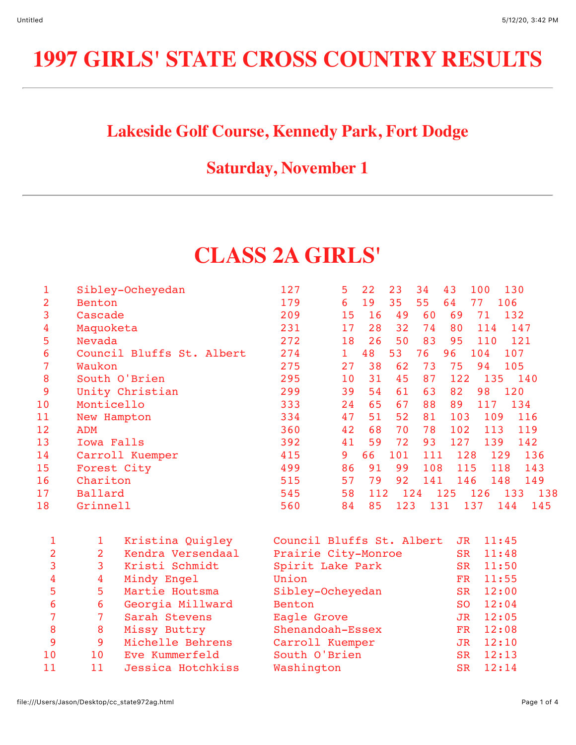# 1997 GIRLS' STATE CROSS COUNTRY RESULTS

## Lakeside Golf Course, Kennedy Park, Fort Dodge

## Saturday, November 1

# CLASS 2A GIRLS'

| Place | Team | Score | | | | | | | |
|---|---|---|---|---|---|---|---|---|---|
| 1 | Sibley-Ocheyedan | 127 | 5 | 22 | 23 | 34 | 43 | 100 | 130 |
| 2 | Benton | 179 | 6 | 19 | 35 | 55 | 64 | 77 | 106 |
| 3 | Cascade | 209 | 15 | 16 | 49 | 60 | 69 | 71 | 132 |
| 4 | Maquoketa | 231 | 17 | 28 | 32 | 74 | 80 | 114 | 147 |
| 5 | Nevada | 272 | 18 | 26 | 50 | 83 | 95 | 110 | 121 |
| 6 | Council Bluffs St. Albert | 274 | 1 | 48 | 53 | 76 | 96 | 104 | 107 |
| 7 | Waukon | 275 | 27 | 38 | 62 | 73 | 75 | 94 | 105 |
| 8 | South O'Brien | 295 | 10 | 31 | 45 | 87 | 122 | 135 | 140 |
| 9 | Unity Christian | 299 | 39 | 54 | 61 | 63 | 82 | 98 | 120 |
| 10 | Monticello | 333 | 24 | 65 | 67 | 88 | 89 | 117 | 134 |
| 11 | New Hampton | 334 | 47 | 51 | 52 | 81 | 103 | 109 | 116 |
| 12 | ADM | 360 | 42 | 68 | 70 | 78 | 102 | 113 | 119 |
| 13 | Iowa Falls | 392 | 41 | 59 | 72 | 93 | 127 | 139 | 142 |
| 14 | Carroll Kuemper | 415 | 9 | 66 | 101 | 111 | 128 | 129 | 136 |
| 15 | Forest City | 499 | 86 | 91 | 99 | 108 | 115 | 118 | 143 |
| 16 | Chariton | 515 | 57 | 79 | 92 | 141 | 146 | 148 | 149 |
| 17 | Ballard | 545 | 58 | 112 | 124 | 125 | 126 | 133 | 138 |
| 18 | Grinnell | 560 | 84 | 85 | 123 | 131 | 137 | 144 | 145 |

| Place | Team Place | Name | School | Year | Time |
|---|---|---|---|---|---|
| 1 | 1 | Kristina Quigley | Council Bluffs St. Albert | JR | 11:45 |
| 2 | 2 | Kendra Versendaal | Prairie City-Monroe | SR | 11:48 |
| 3 | 3 | Kristi Schmidt | Spirit Lake Park | SR | 11:50 |
| 4 | 4 | Mindy Engel | Union | FR | 11:55 |
| 5 | 5 | Martie Houtsma | Sibley-Ocheyedan | SR | 12:00 |
| 6 | 6 | Georgia Millward | Benton | SO | 12:04 |
| 7 | 7 | Sarah Stevens | Eagle Grove | JR | 12:05 |
| 8 | 8 | Missy Buttry | Shenandoah-Essex | FR | 12:08 |
| 9 | 9 | Michelle Behrens | Carroll Kuemper | JR | 12:10 |
| 10 | 10 | Eve Kummerfeld | South O'Brien | SR | 12:13 |
| 11 | 11 | Jessica Hotchkiss | Washington | SR | 12:14 |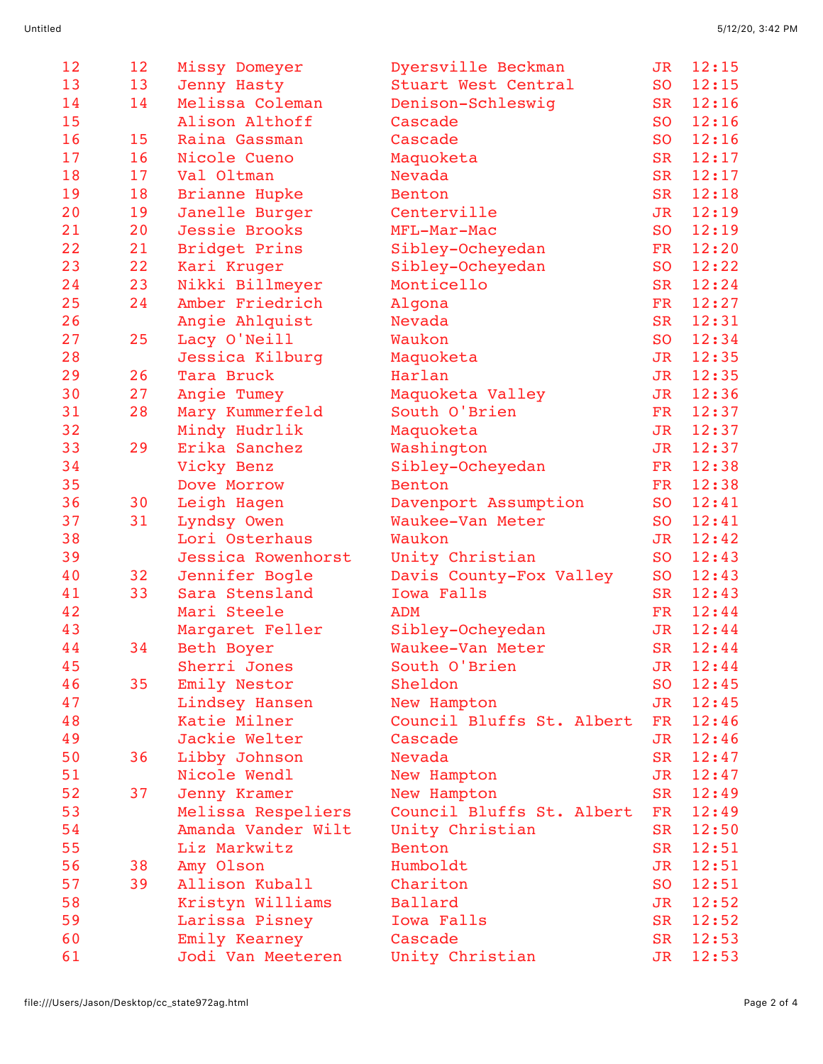| | | | | | |
|---|---|---|---|---|---|
| 12 | 12 | Missy Domeyer | Dyersville Beckman | JR | 12:15 |
| 13 | 13 | Jenny Hasty | Stuart West Central | SO | 12:15 |
| 14 | 14 | Melissa Coleman | Denison-Schleswig | SR | 12:16 |
| 15 | | Alison Althoff | Cascade | SO | 12:16 |
| 16 | 15 | Raina Gassman | Cascade | SO | 12:16 |
| 17 | 16 | Nicole Cueno | Maquoketa | SR | 12:17 |
| 18 | 17 | Val Oltman | Nevada | SR | 12:17 |
| 19 | 18 | Brianne Hupke | Benton | SR | 12:18 |
| 20 | 19 | Janelle Burger | Centerville | JR | 12:19 |
| 21 | 20 | Jessie Brooks | MFL-Mar-Mac | SO | 12:19 |
| 22 | 21 | Bridget Prins | Sibley-Ocheyedan | FR | 12:20 |
| 23 | 22 | Kari Kruger | Sibley-Ocheyedan | SO | 12:22 |
| 24 | 23 | Nikki Billmeyer | Monticello | SR | 12:24 |
| 25 | 24 | Amber Friedrich | Algona | FR | 12:27 |
| 26 | | Angie Ahlquist | Nevada | SR | 12:31 |
| 27 | 25 | Lacy O'Neill | Waukon | SO | 12:34 |
| 28 | | Jessica Kilburg | Maquoketa | JR | 12:35 |
| 29 | 26 | Tara Bruck | Harlan | JR | 12:35 |
| 30 | 27 | Angie Tumey | Maquoketa Valley | JR | 12:36 |
| 31 | 28 | Mary Kummerfeld | South O'Brien | FR | 12:37 |
| 32 | | Mindy Hudrlik | Maquoketa | JR | 12:37 |
| 33 | 29 | Erika Sanchez | Washington | JR | 12:37 |
| 34 | | Vicky Benz | Sibley-Ocheyedan | FR | 12:38 |
| 35 | | Dove Morrow | Benton | FR | 12:38 |
| 36 | 30 | Leigh Hagen | Davenport Assumption | SO | 12:41 |
| 37 | 31 | Lyndsy Owen | Waukee-Van Meter | SO | 12:41 |
| 38 | | Lori Osterhaus | Waukon | JR | 12:42 |
| 39 | | Jessica Rowenhorst | Unity Christian | SO | 12:43 |
| 40 | 32 | Jennifer Bogle | Davis County-Fox Valley | SO | 12:43 |
| 41 | 33 | Sara Stensland | Iowa Falls | SR | 12:43 |
| 42 | | Mari Steele | ADM | FR | 12:44 |
| 43 | | Margaret Feller | Sibley-Ocheyedan | JR | 12:44 |
| 44 | 34 | Beth Boyer | Waukee-Van Meter | SR | 12:44 |
| 45 | | Sherri Jones | South O'Brien | JR | 12:44 |
| 46 | 35 | Emily Nestor | Sheldon | SO | 12:45 |
| 47 | | Lindsey Hansen | New Hampton | JR | 12:45 |
| 48 | | Katie Milner | Council Bluffs St. Albert | FR | 12:46 |
| 49 | | Jackie Welter | Cascade | JR | 12:46 |
| 50 | 36 | Libby Johnson | Nevada | SR | 12:47 |
| 51 | | Nicole Wendl | New Hampton | JR | 12:47 |
| 52 | 37 | Jenny Kramer | New Hampton | SR | 12:49 |
| 53 | | Melissa Respeliers | Council Bluffs St. Albert | FR | 12:49 |
| 54 | | Amanda Vander Wilt | Unity Christian | SR | 12:50 |
| 55 | | Liz Markwitz | Benton | SR | 12:51 |
| 56 | 38 | Amy Olson | Humboldt | JR | 12:51 |
| 57 | 39 | Allison Kuball | Chariton | SO | 12:51 |
| 58 | | Kristyn Williams | Ballard | JR | 12:52 |
| 59 | | Larissa Pisney | Iowa Falls | SR | 12:52 |
| 60 | | Emily Kearney | Cascade | SR | 12:53 |
| 61 | | Jodi Van Meeteren | Unity Christian | JR | 12:53 |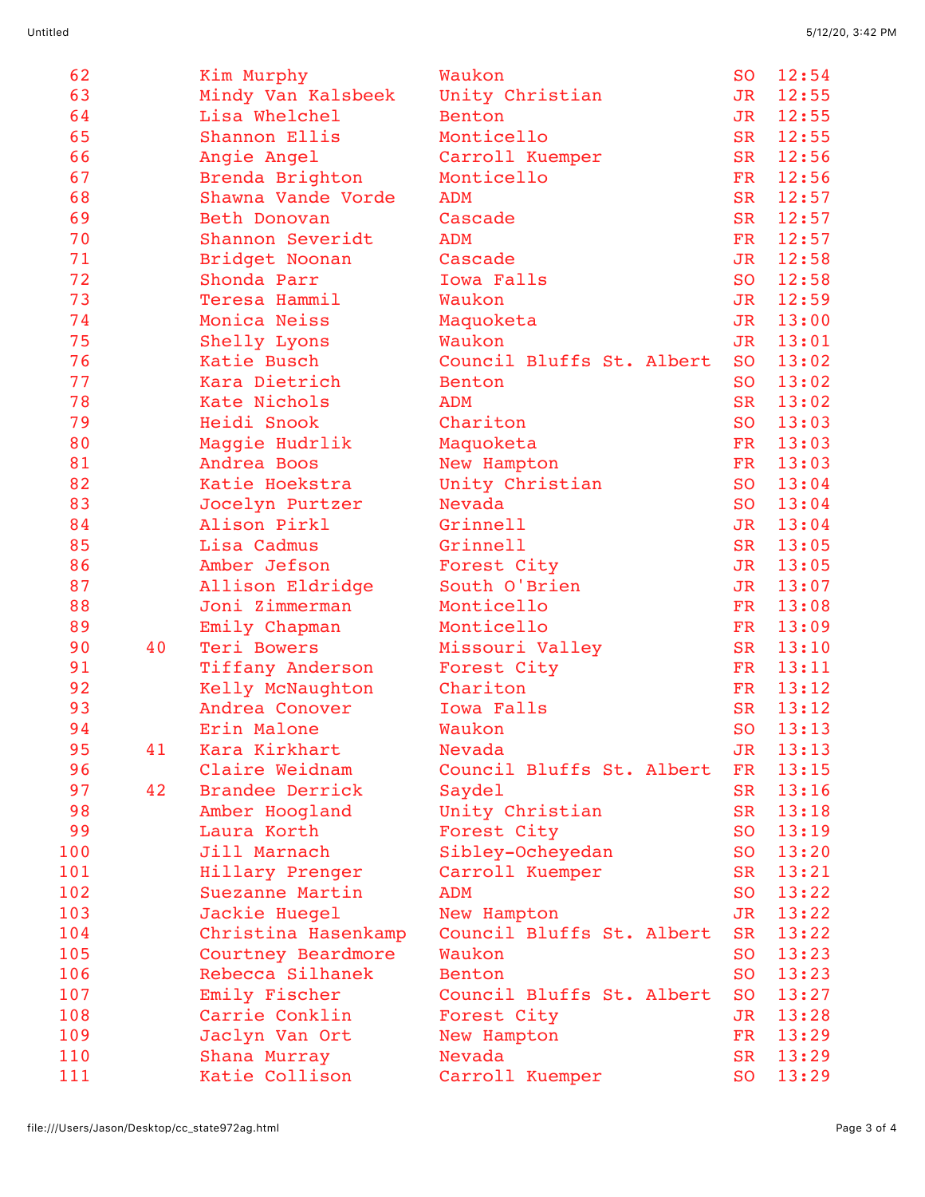| | | | | | |
|---|---|---|---|---|---|
| 62 | | Kim Murphy | Waukon | SO | 12:54 |
| 63 | | Mindy Van Kalsbeek | Unity Christian | JR | 12:55 |
| 64 | | Lisa Whelchel | Benton | JR | 12:55 |
| 65 | | Shannon Ellis | Monticello | SR | 12:55 |
| 66 | | Angie Angel | Carroll Kuemper | SR | 12:56 |
| 67 | | Brenda Brighton | Monticello | FR | 12:56 |
| 68 | | Shawna Vande Vorde | ADM | SR | 12:57 |
| 69 | | Beth Donovan | Cascade | SR | 12:57 |
| 70 | | Shannon Severidt | ADM | FR | 12:57 |
| 71 | | Bridget Noonan | Cascade | JR | 12:58 |
| 72 | | Shonda Parr | Iowa Falls | SO | 12:58 |
| 73 | | Teresa Hammil | Waukon | JR | 12:59 |
| 74 | | Monica Neiss | Maquoketa | JR | 13:00 |
| 75 | | Shelly Lyons | Waukon | JR | 13:01 |
| 76 | | Katie Busch | Council Bluffs St. Albert | SO | 13:02 |
| 77 | | Kara Dietrich | Benton | SO | 13:02 |
| 78 | | Kate Nichols | ADM | SR | 13:02 |
| 79 | | Heidi Snook | Chariton | SO | 13:03 |
| 80 | | Maggie Hudrlik | Maquoketa | FR | 13:03 |
| 81 | | Andrea Boos | New Hampton | FR | 13:03 |
| 82 | | Katie Hoekstra | Unity Christian | SO | 13:04 |
| 83 | | Jocelyn Purtzer | Nevada | SO | 13:04 |
| 84 | | Alison Pirkl | Grinnell | JR | 13:04 |
| 85 | | Lisa Cadmus | Grinnell | SR | 13:05 |
| 86 | | Amber Jefson | Forest City | JR | 13:05 |
| 87 | | Allison Eldridge | South O'Brien | JR | 13:07 |
| 88 | | Joni Zimmerman | Monticello | FR | 13:08 |
| 89 | | Emily Chapman | Monticello | FR | 13:09 |
| 90 | 40 | Teri Bowers | Missouri Valley | SR | 13:10 |
| 91 | | Tiffany Anderson | Forest City | FR | 13:11 |
| 92 | | Kelly McNaughton | Chariton | FR | 13:12 |
| 93 | | Andrea Conover | Iowa Falls | SR | 13:12 |
| 94 | | Erin Malone | Waukon | SO | 13:13 |
| 95 | 41 | Kara Kirkhart | Nevada | JR | 13:13 |
| 96 | | Claire Weidnam | Council Bluffs St. Albert | FR | 13:15 |
| 97 | 42 | Brandee Derrick | Saydel | SR | 13:16 |
| 98 | | Amber Hoogland | Unity Christian | SR | 13:18 |
| 99 | | Laura Korth | Forest City | SO | 13:19 |
| 100 | | Jill Marnach | Sibley-Ocheyedan | SO | 13:20 |
| 101 | | Hillary Prenger | Carroll Kuemper | SR | 13:21 |
| 102 | | Suezanne Martin | ADM | SO | 13:22 |
| 103 | | Jackie Huegel | New Hampton | JR | 13:22 |
| 104 | | Christina Hasenkamp | Council Bluffs St. Albert | SR | 13:22 |
| 105 | | Courtney Beardmore | Waukon | SO | 13:23 |
| 106 | | Rebecca Silhanek | Benton | SO | 13:23 |
| 107 | | Emily Fischer | Council Bluffs St. Albert | SO | 13:27 |
| 108 | | Carrie Conklin | Forest City | JR | 13:28 |
| 109 | | Jaclyn Van Ort | New Hampton | FR | 13:29 |
| 110 | | Shana Murray | Nevada | SR | 13:29 |
| 111 | | Katie Collison | Carroll Kuemper | SO | 13:29 |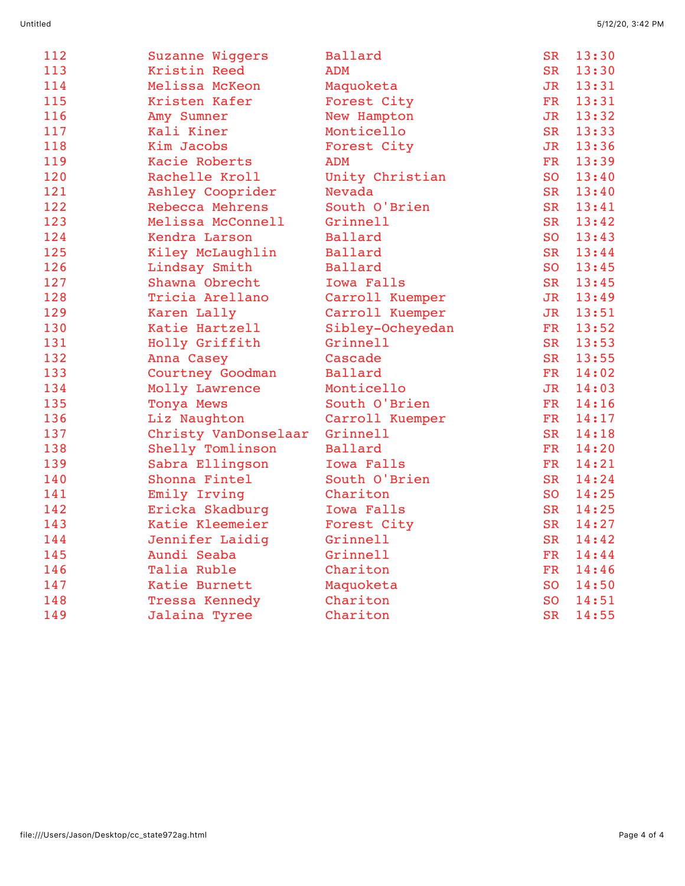| | | | | |
|---|---|---|---|---|
| 112 | Suzanne Wiggers | Ballard | SR | 13:30 |
| 113 | Kristin Reed | ADM | SR | 13:30 |
| 114 | Melissa McKeon | Maquoketa | JR | 13:31 |
| 115 | Kristen Kafer | Forest City | FR | 13:31 |
| 116 | Amy Sumner | New Hampton | JR | 13:32 |
| 117 | Kali Kiner | Monticello | SR | 13:33 |
| 118 | Kim Jacobs | Forest City | JR | 13:36 |
| 119 | Kacie Roberts | ADM | FR | 13:39 |
| 120 | Rachelle Kroll | Unity Christian | SO | 13:40 |
| 121 | Ashley Cooprider | Nevada | SR | 13:40 |
| 122 | Rebecca Mehrens | South O'Brien | SR | 13:41 |
| 123 | Melissa McConnell | Grinnell | SR | 13:42 |
| 124 | Kendra Larson | Ballard | SO | 13:43 |
| 125 | Kiley McLaughlin | Ballard | SR | 13:44 |
| 126 | Lindsay Smith | Ballard | SO | 13:45 |
| 127 | Shawna Obrecht | Iowa Falls | SR | 13:45 |
| 128 | Tricia Arellano | Carroll Kuemper | JR | 13:49 |
| 129 | Karen Lally | Carroll Kuemper | JR | 13:51 |
| 130 | Katie Hartzell | Sibley-Ocheyedan | FR | 13:52 |
| 131 | Holly Griffith | Grinnell | SR | 13:53 |
| 132 | Anna Casey | Cascade | SR | 13:55 |
| 133 | Courtney Goodman | Ballard | FR | 14:02 |
| 134 | Molly Lawrence | Monticello | JR | 14:03 |
| 135 | Tonya Mews | South O'Brien | FR | 14:16 |
| 136 | Liz Naughton | Carroll Kuemper | FR | 14:17 |
| 137 | Christy VanDonselaar | Grinnell | SR | 14:18 |
| 138 | Shelly Tomlinson | Ballard | FR | 14:20 |
| 139 | Sabra Ellingson | Iowa Falls | FR | 14:21 |
| 140 | Shonna Fintel | South O'Brien | SR | 14:24 |
| 141 | Emily Irving | Chariton | SO | 14:25 |
| 142 | Ericka Skadburg | Iowa Falls | SR | 14:25 |
| 143 | Katie Kleemeier | Forest City | SR | 14:27 |
| 144 | Jennifer Laidig | Grinnell | SR | 14:42 |
| 145 | Aundi Seaba | Grinnell | FR | 14:44 |
| 146 | Talia Ruble | Chariton | FR | 14:46 |
| 147 | Katie Burnett | Maquoketa | SO | 14:50 |
| 148 | Tressa Kennedy | Chariton | SO | 14:51 |
| 149 | Jalaina Tyree | Chariton | SR | 14:55 |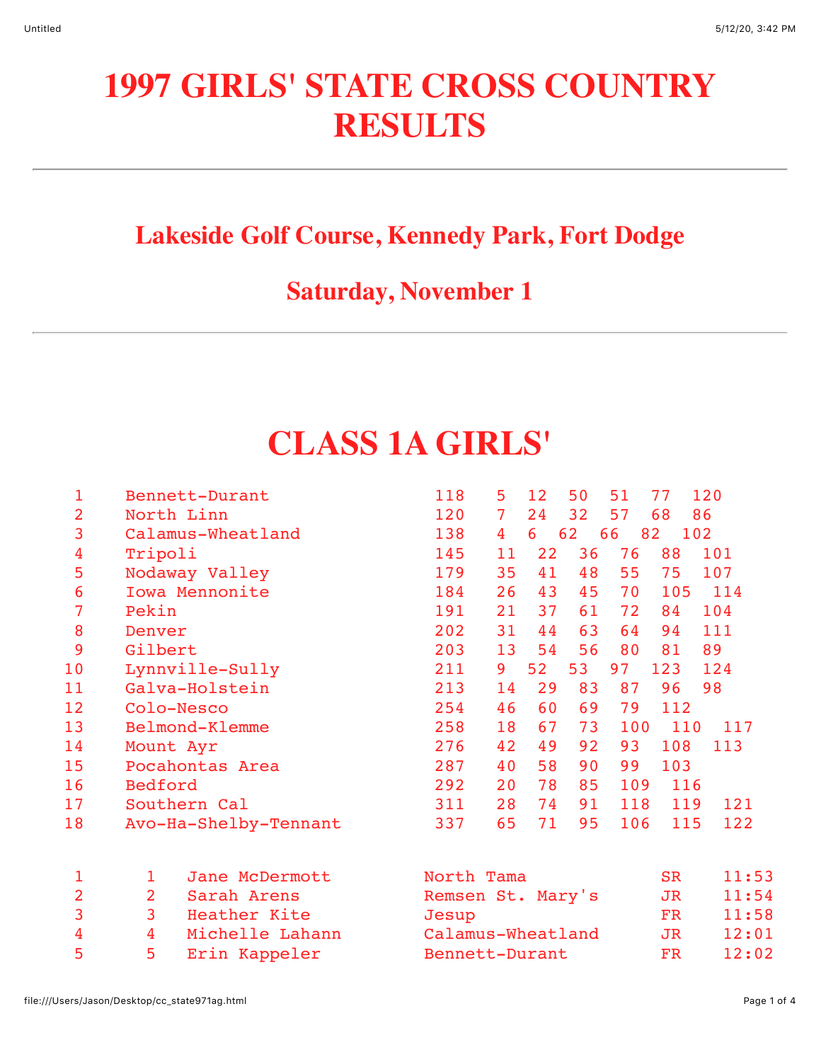# 1997 GIRLS' STATE CROSS COUNTRY RESULTS

## Lakeside Golf Course, Kennedy Park, Fort Dodge

## Saturday, November 1

# CLASS 1A GIRLS'

| Place | Team | Score | | | | | | |
|---|---|---|---|---|---|---|---|---|
| 1 | Bennett-Durant | 118 | 5 | 12 | 50 | 51 | 77 | 120 |
| 2 | North Linn | 120 | 7 | 24 | 32 | 57 | 68 | 86 |
| 3 | Calamus-Wheatland | 138 | 4 | 6 | 62 | 66 | 82 | 102 |
| 4 | Tripoli | 145 | 11 | 22 | 36 | 76 | 88 | 101 |
| 5 | Nodaway Valley | 179 | 35 | 41 | 48 | 55 | 75 | 107 |
| 6 | Iowa Mennonite | 184 | 26 | 43 | 45 | 70 | 105 | 114 |
| 7 | Pekin | 191 | 21 | 37 | 61 | 72 | 84 | 104 |
| 8 | Denver | 202 | 31 | 44 | 63 | 64 | 94 | 111 |
| 9 | Gilbert | 203 | 13 | 54 | 56 | 80 | 81 | 89 |
| 10 | Lynnville-Sully | 211 | 9 | 52 | 53 | 97 | 123 | 124 |
| 11 | Galva-Holstein | 213 | 14 | 29 | 83 | 87 | 96 | 98 |
| 12 | Colo-Nesco | 254 | 46 | 60 | 69 | 79 | 112 | |
| 13 | Belmond-Klemme | 258 | 18 | 67 | 73 | 100 | 110 | 117 |
| 14 | Mount Ayr | 276 | 42 | 49 | 92 | 93 | 108 | 113 |
| 15 | Pocahontas Area | 287 | 40 | 58 | 90 | 99 | 103 | |
| 16 | Bedford | 292 | 20 | 78 | 85 | 109 | 116 | |
| 17 | Southern Cal | 311 | 28 | 74 | 91 | 118 | 119 | 121 |
| 18 | Avo-Ha-Shelby-Tennant | 337 | 65 | 71 | 95 | 106 | 115 | 122 |

| Place | | Name | School | Year | Time |
|---|---|---|---|---|---|
| 1 | 1 | Jane McDermott | North Tama | SR | 11:53 |
| 2 | 2 | Sarah Arens | Remsen St. Mary's | JR | 11:54 |
| 3 | 3 | Heather Kite | Jesup | FR | 11:58 |
| 4 | 4 | Michelle Lahann | Calamus-Wheatland | JR | 12:01 |
| 5 | 5 | Erin Kappeler | Bennett-Durant | FR | 12:02 |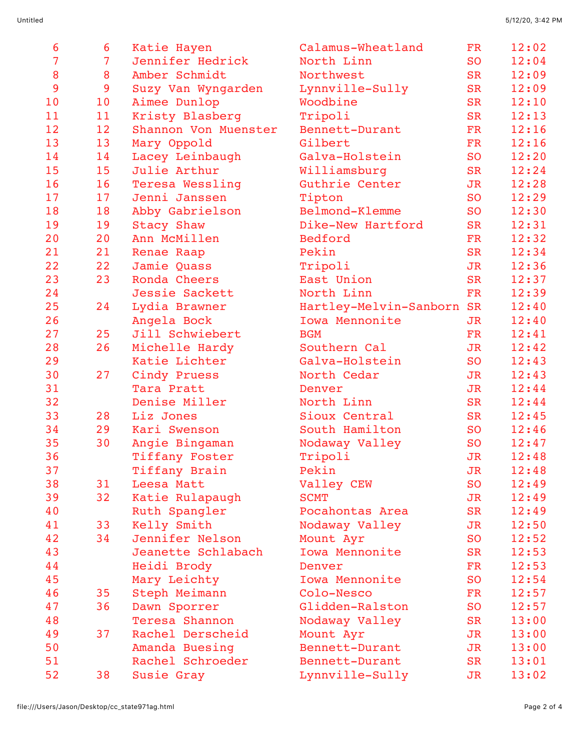| | | | | | |
|---|---|---|---|---|---|
| 6 | 6 | Katie Hayen | Calamus-Wheatland | FR | 12:02 |
| 7 | 7 | Jennifer Hedrick | North Linn | SO | 12:04 |
| 8 | 8 | Amber Schmidt | Northwest | SR | 12:09 |
| 9 | 9 | Suzy Van Wyngarden | Lynnville-Sully | SR | 12:09 |
| 10 | 10 | Aimee Dunlop | Woodbine | SR | 12:10 |
| 11 | 11 | Kristy Blasberg | Tripoli | SR | 12:13 |
| 12 | 12 | Shannon Von Muenster | Bennett-Durant | FR | 12:16 |
| 13 | 13 | Mary Oppold | Gilbert | FR | 12:16 |
| 14 | 14 | Lacey Leinbaugh | Galva-Holstein | SO | 12:20 |
| 15 | 15 | Julie Arthur | Williamsburg | SR | 12:24 |
| 16 | 16 | Teresa Wessling | Guthrie Center | JR | 12:28 |
| 17 | 17 | Jenni Janssen | Tipton | SO | 12:29 |
| 18 | 18 | Abby Gabrielson | Belmond-Klemme | SO | 12:30 |
| 19 | 19 | Stacy Shaw | Dike-New Hartford | SR | 12:31 |
| 20 | 20 | Ann McMillen | Bedford | FR | 12:32 |
| 21 | 21 | Renae Raap | Pekin | SR | 12:34 |
| 22 | 22 | Jamie Quass | Tripoli | JR | 12:36 |
| 23 | 23 | Ronda Cheers | East Union | SR | 12:37 |
| 24 | | Jessie Sackett | North Linn | FR | 12:39 |
| 25 | 24 | Lydia Brawner | Hartley-Melvin-Sanborn | SR | 12:40 |
| 26 | | Angela Bock | Iowa Mennonite | JR | 12:40 |
| 27 | 25 | Jill Schwiebert | BGM | FR | 12:41 |
| 28 | 26 | Michelle Hardy | Southern Cal | JR | 12:42 |
| 29 | | Katie Lichter | Galva-Holstein | SO | 12:43 |
| 30 | 27 | Cindy Pruess | North Cedar | JR | 12:43 |
| 31 | | Tara Pratt | Denver | JR | 12:44 |
| 32 | | Denise Miller | North Linn | SR | 12:44 |
| 33 | 28 | Liz Jones | Sioux Central | SR | 12:45 |
| 34 | 29 | Kari Swenson | South Hamilton | SO | 12:46 |
| 35 | 30 | Angie Bingaman | Nodaway Valley | SO | 12:47 |
| 36 | | Tiffany Foster | Tripoli | JR | 12:48 |
| 37 | | Tiffany Brain | Pekin | JR | 12:48 |
| 38 | 31 | Leesa Matt | Valley CEW | SO | 12:49 |
| 39 | 32 | Katie Rulapaugh | SCMT | JR | 12:49 |
| 40 | | Ruth Spangler | Pocahontas Area | SR | 12:49 |
| 41 | 33 | Kelly Smith | Nodaway Valley | JR | 12:50 |
| 42 | 34 | Jennifer Nelson | Mount Ayr | SO | 12:52 |
| 43 | | Jeanette Schlabach | Iowa Mennonite | SR | 12:53 |
| 44 | | Heidi Brody | Denver | FR | 12:53 |
| 45 | | Mary Leichty | Iowa Mennonite | SO | 12:54 |
| 46 | 35 | Steph Meimann | Colo-Nesco | FR | 12:57 |
| 47 | 36 | Dawn Sporrer | Glidden-Ralston | SO | 12:57 |
| 48 | | Teresa Shannon | Nodaway Valley | SR | 13:00 |
| 49 | 37 | Rachel Derscheid | Mount Ayr | JR | 13:00 |
| 50 | | Amanda Buesing | Bennett-Durant | JR | 13:00 |
| 51 | | Rachel Schroeder | Bennett-Durant | SR | 13:01 |
| 52 | 38 | Susie Gray | Lynnville-Sully | JR | 13:02 |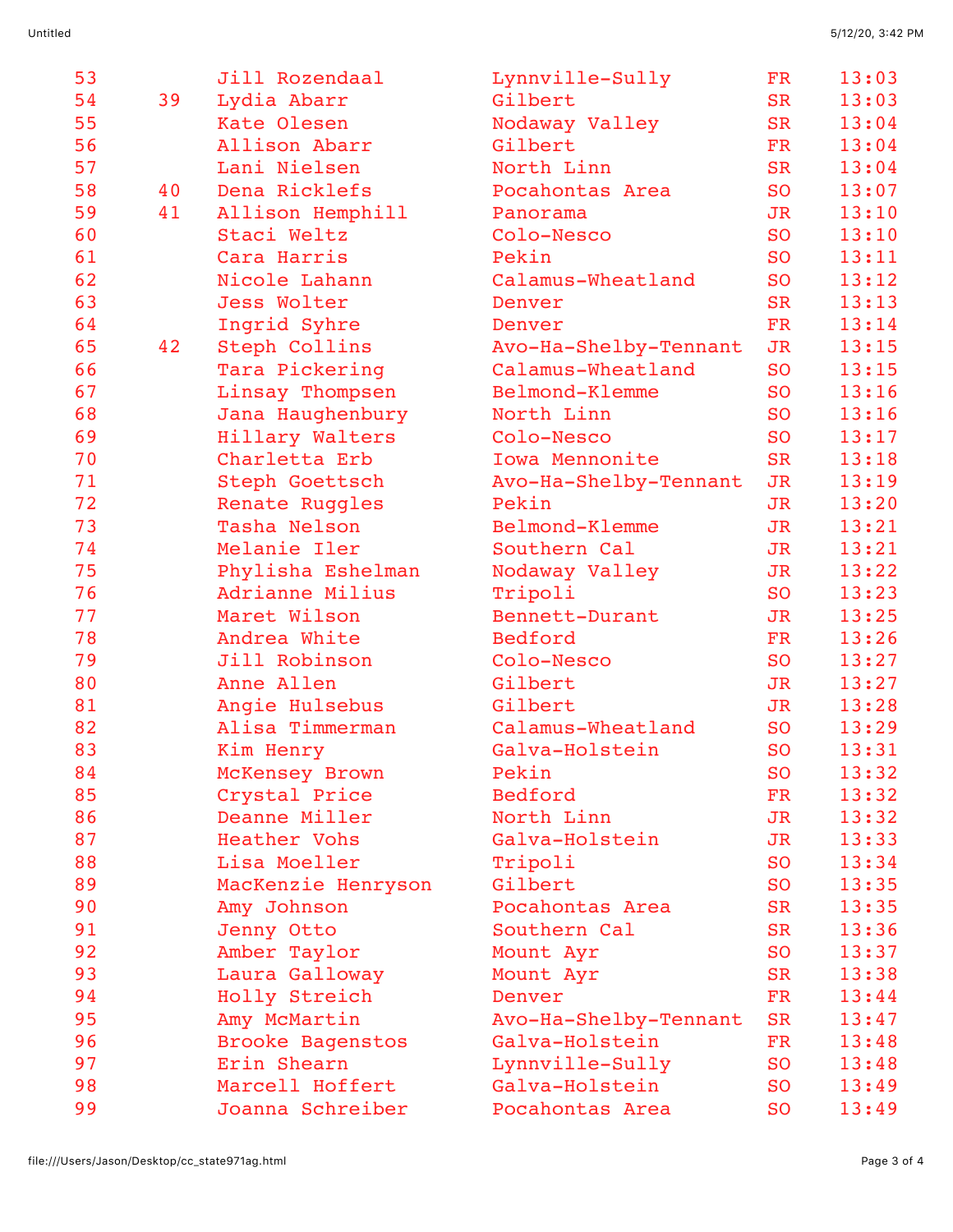| | | | | | |
|---|---|---|---|---|---|
| 53 | | Jill Rozendaal | Lynnville-Sully | FR | 13:03 |
| 54 | 39 | Lydia Abarr | Gilbert | SR | 13:03 |
| 55 | | Kate Olesen | Nodaway Valley | SR | 13:04 |
| 56 | | Allison Abarr | Gilbert | FR | 13:04 |
| 57 | | Lani Nielsen | North Linn | SR | 13:04 |
| 58 | 40 | Dena Ricklefs | Pocahontas Area | SO | 13:07 |
| 59 | 41 | Allison Hemphill | Panorama | JR | 13:10 |
| 60 | | Staci Weltz | Colo-Nesco | SO | 13:10 |
| 61 | | Cara Harris | Pekin | SO | 13:11 |
| 62 | | Nicole Lahann | Calamus-Wheatland | SO | 13:12 |
| 63 | | Jess Wolter | Denver | SR | 13:13 |
| 64 | | Ingrid Syhre | Denver | FR | 13:14 |
| 65 | 42 | Steph Collins | Avo-Ha-Shelby-Tennant | JR | 13:15 |
| 66 | | Tara Pickering | Calamus-Wheatland | SO | 13:15 |
| 67 | | Linsay Thompsen | Belmond-Klemme | SO | 13:16 |
| 68 | | Jana Haughenbury | North Linn | SO | 13:16 |
| 69 | | Hillary Walters | Colo-Nesco | SO | 13:17 |
| 70 | | Charletta Erb | Iowa Mennonite | SR | 13:18 |
| 71 | | Steph Goettsch | Avo-Ha-Shelby-Tennant | JR | 13:19 |
| 72 | | Renate Ruggles | Pekin | JR | 13:20 |
| 73 | | Tasha Nelson | Belmond-Klemme | JR | 13:21 |
| 74 | | Melanie Iler | Southern Cal | JR | 13:21 |
| 75 | | Phylisha Eshelman | Nodaway Valley | JR | 13:22 |
| 76 | | Adrianne Milius | Tripoli | SO | 13:23 |
| 77 | | Maret Wilson | Bennett-Durant | JR | 13:25 |
| 78 | | Andrea White | Bedford | FR | 13:26 |
| 79 | | Jill Robinson | Colo-Nesco | SO | 13:27 |
| 80 | | Anne Allen | Gilbert | JR | 13:27 |
| 81 | | Angie Hulsebus | Gilbert | JR | 13:28 |
| 82 | | Alisa Timmerman | Calamus-Wheatland | SO | 13:29 |
| 83 | | Kim Henry | Galva-Holstein | SO | 13:31 |
| 84 | | McKensey Brown | Pekin | SO | 13:32 |
| 85 | | Crystal Price | Bedford | FR | 13:32 |
| 86 | | Deanne Miller | North Linn | JR | 13:32 |
| 87 | | Heather Vohs | Galva-Holstein | JR | 13:33 |
| 88 | | Lisa Moeller | Tripoli | SO | 13:34 |
| 89 | | MacKenzie Henryson | Gilbert | SO | 13:35 |
| 90 | | Amy Johnson | Pocahontas Area | SR | 13:35 |
| 91 | | Jenny Otto | Southern Cal | SR | 13:36 |
| 92 | | Amber Taylor | Mount Ayr | SO | 13:37 |
| 93 | | Laura Galloway | Mount Ayr | SR | 13:38 |
| 94 | | Holly Streich | Denver | FR | 13:44 |
| 95 | | Amy McMartin | Avo-Ha-Shelby-Tennant | SR | 13:47 |
| 96 | | Brooke Bagenstos | Galva-Holstein | FR | 13:48 |
| 97 | | Erin Shearn | Lynnville-Sully | SO | 13:48 |
| 98 | | Marcell Hoffert | Galva-Holstein | SO | 13:49 |
| 99 | | Joanna Schreiber | Pocahontas Area | SO | 13:49 |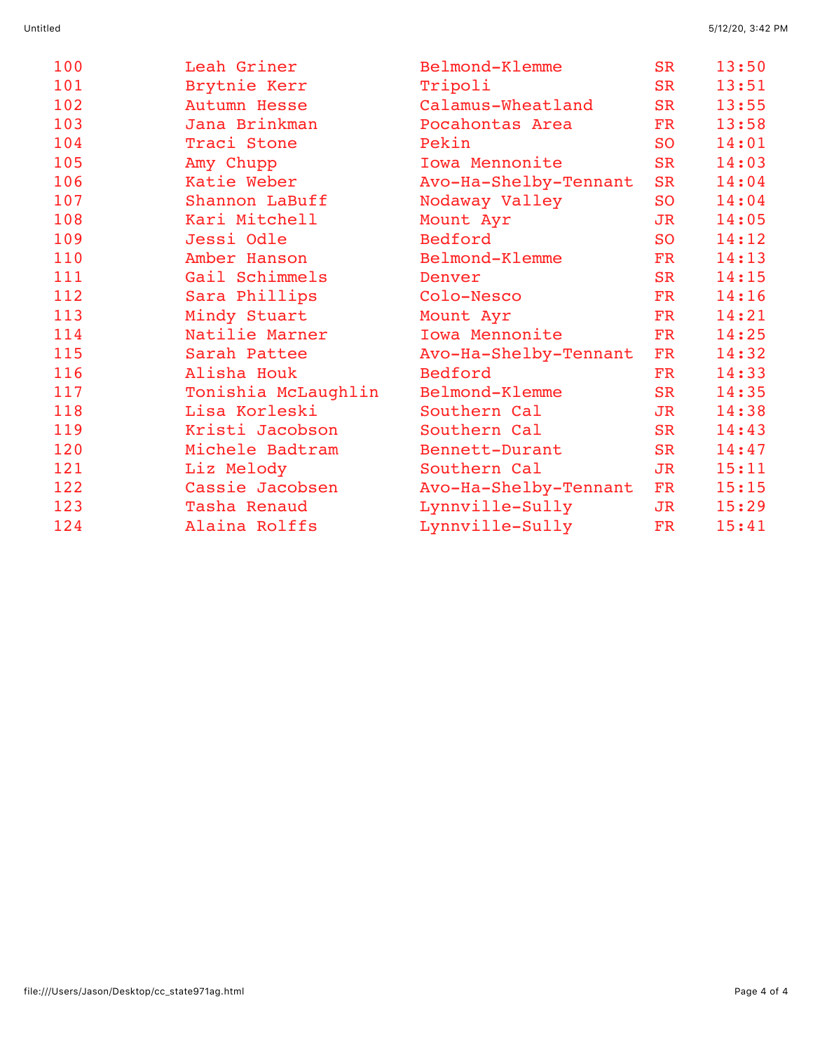| | | | | |
|---|---|---|---|---|
| 100 | Leah Griner | Belmond-Klemme | SR | 13:50 |
| 101 | Brytnie Kerr | Tripoli | SR | 13:51 |
| 102 | Autumn Hesse | Calamus-Wheatland | SR | 13:55 |
| 103 | Jana Brinkman | Pocahontas Area | FR | 13:58 |
| 104 | Traci Stone | Pekin | SO | 14:01 |
| 105 | Amy Chupp | Iowa Mennonite | SR | 14:03 |
| 106 | Katie Weber | Avo-Ha-Shelby-Tennant | SR | 14:04 |
| 107 | Shannon LaBuff | Nodaway Valley | SO | 14:04 |
| 108 | Kari Mitchell | Mount Ayr | JR | 14:05 |
| 109 | Jessi Odle | Bedford | SO | 14:12 |
| 110 | Amber Hanson | Belmond-Klemme | FR | 14:13 |
| 111 | Gail Schimmels | Denver | SR | 14:15 |
| 112 | Sara Phillips | Colo-Nesco | FR | 14:16 |
| 113 | Mindy Stuart | Mount Ayr | FR | 14:21 |
| 114 | Natilie Marner | Iowa Mennonite | FR | 14:25 |
| 115 | Sarah Pattee | Avo-Ha-Shelby-Tennant | FR | 14:32 |
| 116 | Alisha Houk | Bedford | FR | 14:33 |
| 117 | Tonishia McLaughlin | Belmond-Klemme | SR | 14:35 |
| 118 | Lisa Korleski | Southern Cal | JR | 14:38 |
| 119 | Kristi Jacobson | Southern Cal | SR | 14:43 |
| 120 | Michele Badtram | Bennett-Durant | SR | 14:47 |
| 121 | Liz Melody | Southern Cal | JR | 15:11 |
| 122 | Cassie Jacobsen | Avo-Ha-Shelby-Tennant | FR | 15:15 |
| 123 | Tasha Renaud | Lynnville-Sully | JR | 15:29 |
| 124 | Alaina Rolffs | Lynnville-Sully | FR | 15:41 |